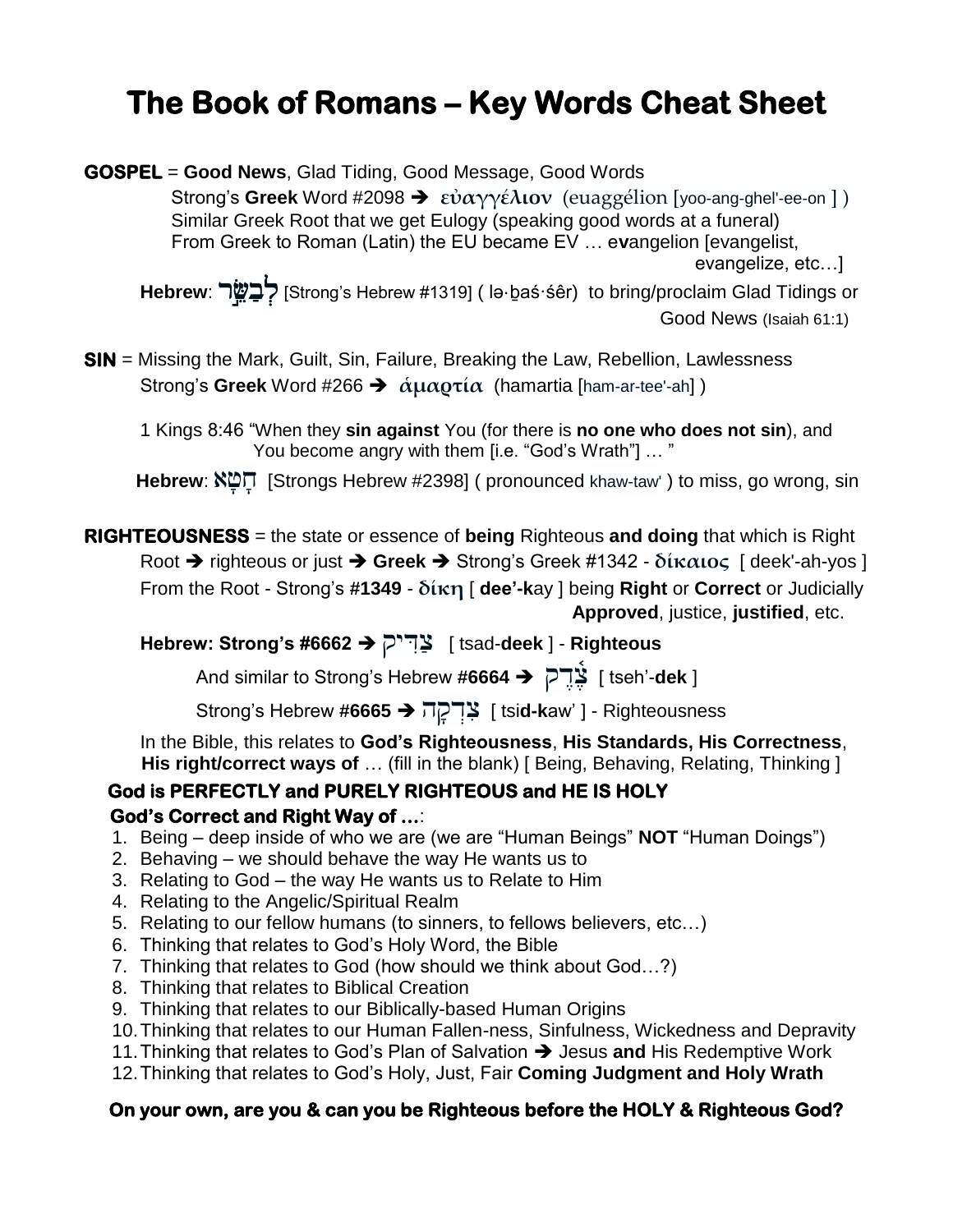# The Book of Romans – Key Words Cheat Sheet

**GOSPEL** = **Good News**, Glad Tiding, Good Message, Good Words

Strong's **Greek** Word #2098 ➔ εὐαγγέλιον (euaggélion [yoo-ang-ghel'-ee-on ] )
Similar Greek Root that we get Eulogy (speaking good words at a funeral)
From Greek to Roman (Latin) the EU became EV … e**v**angelion [evangelist, evangelize, etc…]

**Hebrew**: לְבַשֵּׂר [Strong's Hebrew #1319] ( lə·ḇaś·śêr) to bring/proclaim Glad Tidings or Good News (Isaiah 61:1)

**SIN** = Missing the Mark, Guilt, Sin, Failure, Breaking the Law, Rebellion, Lawlessness

Strong's **Greek** Word #266 ➔ ἁμαρτία (hamartia [ham-ar-tee'-ah] )

1 Kings 8:46 "When they **sin against** You (for there is **no one who does not sin**), and You become angry with them [i.e. "God's Wrath"] … "

**Hebrew**: חָטָא [Strongs Hebrew #2398] ( pronounced khaw-taw' ) to miss, go wrong, sin

**RIGHTEOUSNESS** = the state or essence of **being** Righteous **and doing** that which is Right

Root ➔ righteous or just ➔ **Greek** ➔ Strong's Greek #1342 - δίκαιος [ deek'-ah-yos ]

From the Root - Strong's **#1349** - δίκη [ **dee'-k**ay ] being **Right** or **Correct** or Judicially **Approved**, justice, **justified**, etc.

**Hebrew: Strong's #6662 ➔** צַדִּיק [ tsad-**deek** ] - **Righteous**

And similar to Strong's Hebrew **#6664 ➔** צֶ֫דֶק [ tseh'-**dek** ]

Strong's Hebrew **#6665 ➔** צְדָקָה [ tsi**d-k**aw' ] - Righteousness

In the Bible, this relates to **God's Righteousness**, **His Standards, His Correctness**, **His right/correct ways of** … (fill in the blank) [ Being, Behaving, Relating, Thinking ]

**God is PERFECTLY and PURELY RIGHTEOUS and HE IS HOLY**

**God's Correct and Right Way of …**:

1. Being – deep inside of who we are (we are "Human Beings" **NOT** "Human Doings")
2. Behaving – we should behave the way He wants us to
3. Relating to God – the way He wants us to Relate to Him
4. Relating to the Angelic/Spiritual Realm
5. Relating to our fellow humans (to sinners, to fellows believers, etc…)
6. Thinking that relates to God's Holy Word, the Bible
7. Thinking that relates to God (how should we think about God…?)
8. Thinking that relates to Biblical Creation
9. Thinking that relates to our Biblically-based Human Origins
10. Thinking that relates to our Human Fallen-ness, Sinfulness, Wickedness and Depravity
11. Thinking that relates to God's Plan of Salvation ➔ Jesus **and** His Redemptive Work
12. Thinking that relates to God's Holy, Just, Fair **Coming Judgment and Holy Wrath**

**On your own, are you & can you be Righteous before the HOLY & Righteous God?**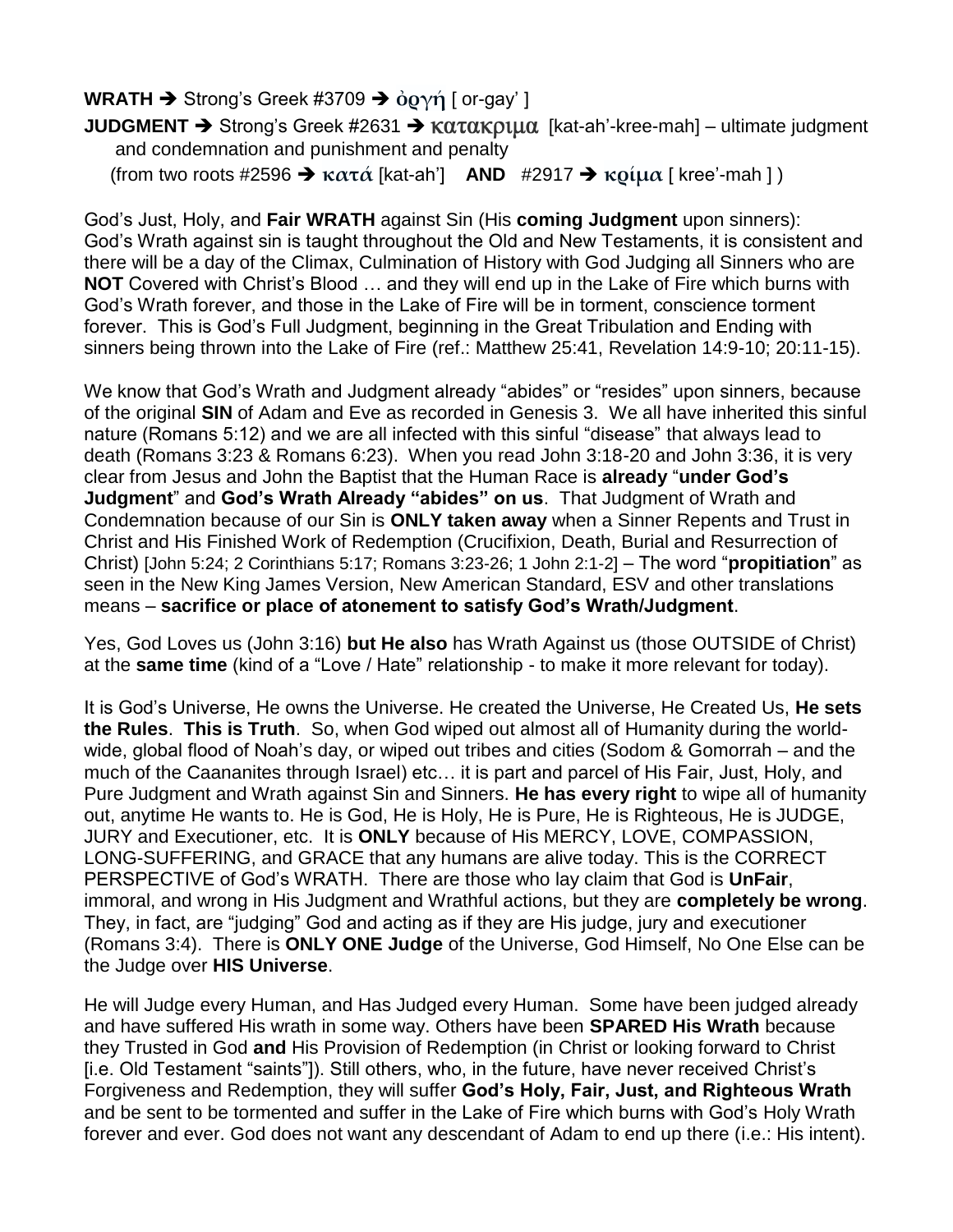**WRATH** ➔ Strong's Greek #3709 ➔ ὀργή [ or-gay' ]

**JUDGMENT** ➔ Strong's Greek #2631 ➔ κατακριμα [kat-ah'-kree-mah] – ultimate judgment and condemnation and punishment and penalty

(from two roots #2596 ➔ κατά [kat-ah'] **AND** #2917 ➔ κρίμα [ kree'-mah ] )

God's Just, Holy, and **Fair WRATH** against Sin (His **coming Judgment** upon sinners): God's Wrath against sin is taught throughout the Old and New Testaments, it is consistent and there will be a day of the Climax, Culmination of History with God Judging all Sinners who are **NOT** Covered with Christ's Blood … and they will end up in the Lake of Fire which burns with God's Wrath forever, and those in the Lake of Fire will be in torment, conscience torment forever. This is God's Full Judgment, beginning in the Great Tribulation and Ending with sinners being thrown into the Lake of Fire (ref.: Matthew 25:41, Revelation 14:9-10; 20:11-15).

We know that God's Wrath and Judgment already "abides" or "resides" upon sinners, because of the original **SIN** of Adam and Eve as recorded in Genesis 3. We all have inherited this sinful nature (Romans 5:12) and we are all infected with this sinful "disease" that always lead to death (Romans 3:23 & Romans 6:23). When you read John 3:18-20 and John 3:36, it is very clear from Jesus and John the Baptist that the Human Race is **already "under God's Judgment"** and **God's Wrath Already "abides" on us**. That Judgment of Wrath and Condemnation because of our Sin is **ONLY taken away** when a Sinner Repents and Trust in Christ and His Finished Work of Redemption (Crucifixion, Death, Burial and Resurrection of Christ) [John 5:24; 2 Corinthians 5:17; Romans 3:23-26; 1 John 2:1-2] – The word "**propitiation**" as seen in the New King James Version, New American Standard, ESV and other translations means – **sacrifice or place of atonement to satisfy God's Wrath/Judgment**.

Yes, God Loves us (John 3:16) **but He also** has Wrath Against us (those OUTSIDE of Christ) at the **same time** (kind of a "Love / Hate" relationship - to make it more relevant for today).

It is God's Universe, He owns the Universe. He created the Universe, He Created Us, **He sets the Rules**. **This is Truth**. So, when God wiped out almost all of Humanity during the world-wide, global flood of Noah's day, or wiped out tribes and cities (Sodom & Gomorrah – and the much of the Caananites through Israel) etc… it is part and parcel of His Fair, Just, Holy, and Pure Judgment and Wrath against Sin and Sinners. **He has every right** to wipe all of humanity out, anytime He wants to. He is God, He is Holy, He is Pure, He is Righteous, He is JUDGE, JURY and Executioner, etc. It is **ONLY** because of His MERCY, LOVE, COMPASSION, LONG-SUFFERING, and GRACE that any humans are alive today. This is the CORRECT PERSPECTIVE of God's WRATH. There are those who lay claim that God is **UnFair**, immoral, and wrong in His Judgment and Wrathful actions, but they are **completely be wrong**. They, in fact, are "judging" God and acting as if they are His judge, jury and executioner (Romans 3:4). There is **ONLY ONE Judge** of the Universe, God Himself, No One Else can be the Judge over **HIS Universe**.

He will Judge every Human, and Has Judged every Human. Some have been judged already and have suffered His wrath in some way. Others have been **SPARED His Wrath** because they Trusted in God **and** His Provision of Redemption (in Christ or looking forward to Christ [i.e. Old Testament "saints"]). Still others, who, in the future, have never received Christ's Forgiveness and Redemption, they will suffer **God's Holy, Fair, Just, and Righteous Wrath** and be sent to be tormented and suffer in the Lake of Fire which burns with God's Holy Wrath forever and ever. God does not want any descendant of Adam to end up there (i.e.: His intent).